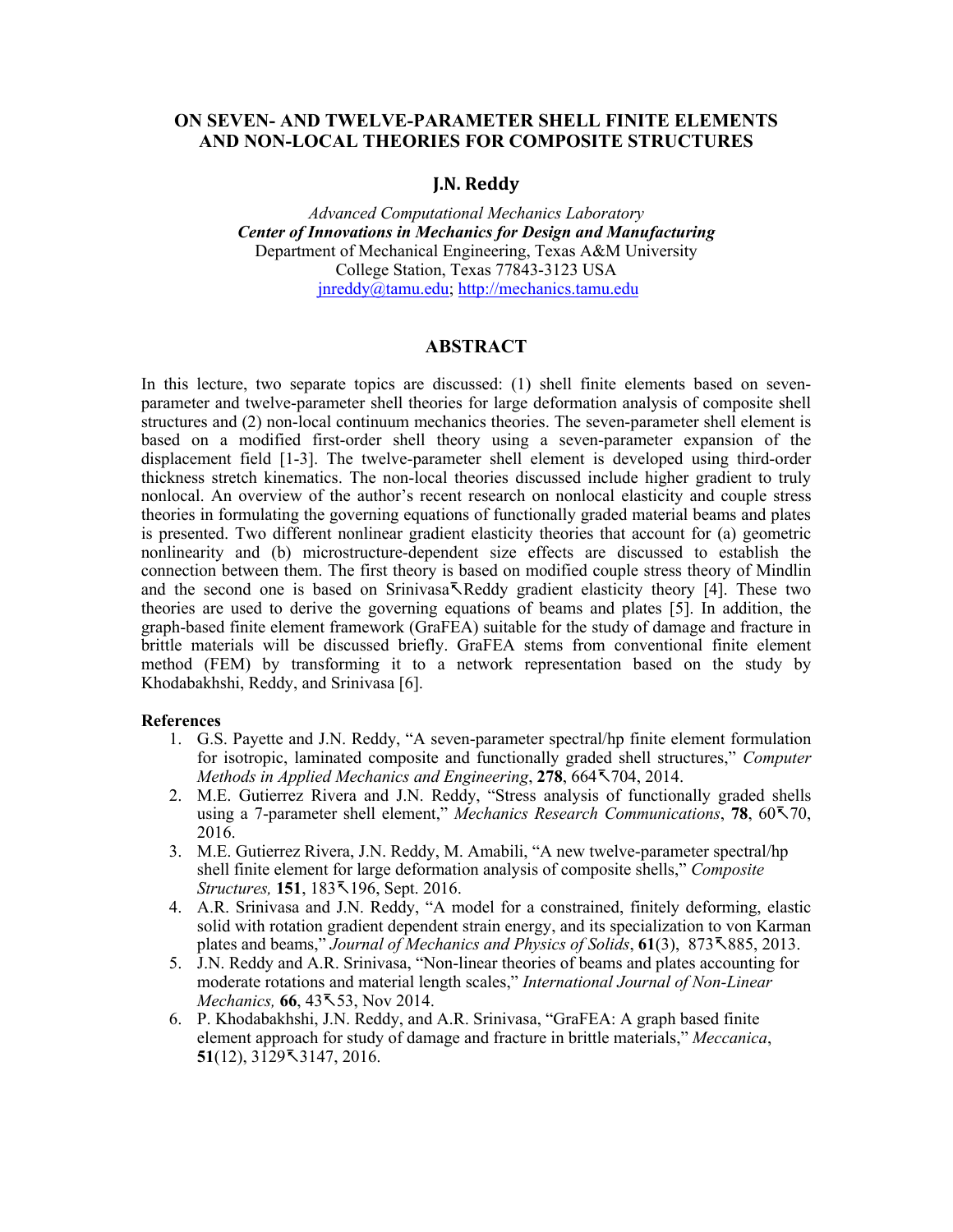# ON SEVEN- AND TWELVE-PARAMETER SHELL FINITE ELEMENTS AND NON-LOCAL THEORIES FOR COMPOSITE STRUCTURES

**J.N. Reddy**

*Advanced Computational Mechanics Laboratory*
***Center of Innovations in Mechanics for Design and Manufacturing***
Department of Mechanical Engineering, Texas A&M University
College Station, Texas 77843-3123 USA
jnreddy@tamu.edu; http://mechanics.tamu.edu

## ABSTRACT

In this lecture, two separate topics are discussed: (1) shell finite elements based on seven-parameter and twelve-parameter shell theories for large deformation analysis of composite shell structures and (2) non-local continuum mechanics theories. The seven-parameter shell element is based on a modified first-order shell theory using a seven-parameter expansion of the displacement field [1-3]. The twelve-parameter shell element is developed using third-order thickness stretch kinematics. The non-local theories discussed include higher gradient to truly nonlocal. An overview of the author's recent research on nonlocal elasticity and couple stress theories in formulating the governing equations of functionally graded material beams and plates is presented. Two different nonlinear gradient elasticity theories that account for (a) geometric nonlinearity and (b) microstructure-dependent size effects are discussed to establish the connection between them. The first theory is based on modified couple stress theory of Mindlin and the second one is based on Srinivasa↖Reddy gradient elasticity theory [4]. These two theories are used to derive the governing equations of beams and plates [5]. In addition, the graph-based finite element framework (GraFEA) suitable for the study of damage and fracture in brittle materials will be discussed briefly. GraFEA stems from conventional finite element method (FEM) by transforming it to a network representation based on the study by Khodabakhshi, Reddy, and Srinivasa [6].

**References**

1. G.S. Payette and J.N. Reddy, "A seven-parameter spectral/hp finite element formulation for isotropic, laminated composite and functionally graded shell structures," *Computer Methods in Applied Mechanics and Engineering*, **278**, 664↖704, 2014.
2. M.E. Gutierrez Rivera and J.N. Reddy, "Stress analysis of functionally graded shells using a 7-parameter shell element," *Mechanics Research Communications*, **78**, 60↖70, 2016.
3. M.E. Gutierrez Rivera, J.N. Reddy, M. Amabili, "A new twelve-parameter spectral/hp shell finite element for large deformation analysis of composite shells," *Composite Structures,* **151**, 183↖196, Sept. 2016.
4. A.R. Srinivasa and J.N. Reddy, "A model for a constrained, finitely deforming, elastic solid with rotation gradient dependent strain energy, and its specialization to von Karman plates and beams," *Journal of Mechanics and Physics of Solids*, **61**(3), 873↖885, 2013.
5. J.N. Reddy and A.R. Srinivasa, "Non-linear theories of beams and plates accounting for moderate rotations and material length scales," *International Journal of Non-Linear Mechanics,* **66**, 43↖53, Nov 2014.
6. P. Khodabakhshi, J.N. Reddy, and A.R. Srinivasa, "GraFEA: A graph based finite element approach for study of damage and fracture in brittle materials," *Meccanica*, **51**(12), 3129↖3147, 2016.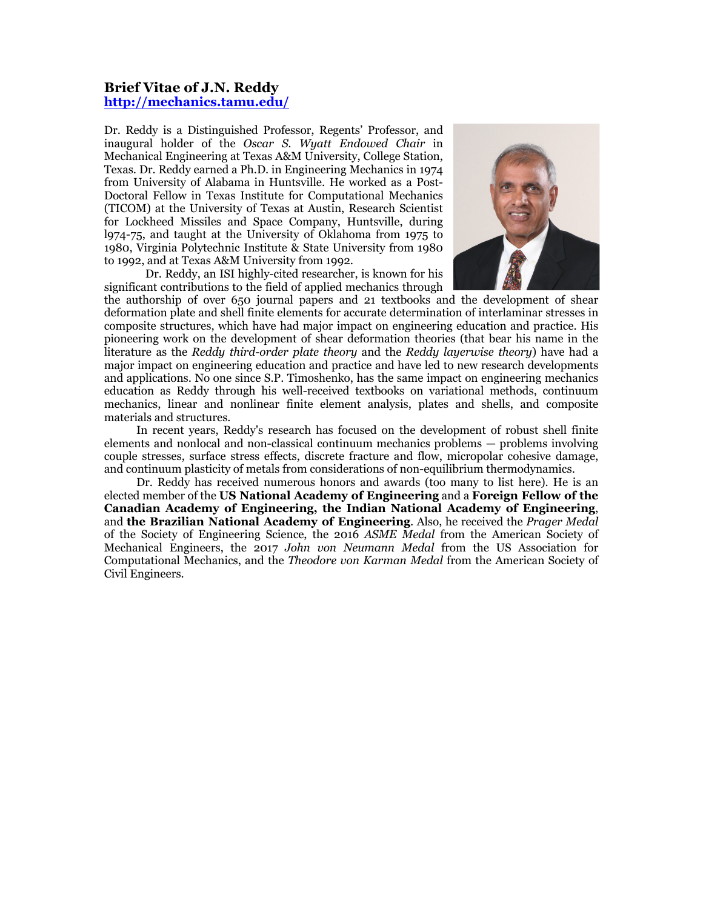**Brief Vitae of J.N. Reddy**
**http://mechanics.tamu.edu/**

Dr. Reddy is a Distinguished Professor, Regents' Professor, and inaugural holder of the *Oscar S. Wyatt Endowed Chair* in Mechanical Engineering at Texas A&M University, College Station, Texas. Dr. Reddy earned a Ph.D. in Engineering Mechanics in 1974 from University of Alabama in Huntsville. He worked as a Post-Doctoral Fellow in Texas Institute for Computational Mechanics (TICOM) at the University of Texas at Austin, Research Scientist for Lockheed Missiles and Space Company, Huntsville, during l974-75, and taught at the University of Oklahoma from 1975 to 1980, Virginia Polytechnic Institute & State University from 1980 to 1992, and at Texas A&M University from 1992.

Dr. Reddy, an ISI highly-cited researcher, is known for his significant contributions to the field of applied mechanics through the authorship of over 650 journal papers and 21 textbooks and the development of shear deformation plate and shell finite elements for accurate determination of interlaminar stresses in composite structures, which have had major impact on engineering education and practice. His pioneering work on the development of shear deformation theories (that bear his name in the literature as the *Reddy third-order plate theory* and the *Reddy layerwise theory*) have had a major impact on engineering education and practice and have led to new research developments and applications. No one since S.P. Timoshenko, has the same impact on engineering mechanics education as Reddy through his well-received textbooks on variational methods, continuum mechanics, linear and nonlinear finite element analysis, plates and shells, and composite materials and structures.

In recent years, Reddy's research has focused on the development of robust shell finite elements and nonlocal and non-classical continuum mechanics problems — problems involving couple stresses, surface stress effects, discrete fracture and flow, micropolar cohesive damage, and continuum plasticity of metals from considerations of non-equilibrium thermodynamics.

Dr. Reddy has received numerous honors and awards (too many to list here). He is an elected member of the **US National Academy of Engineering** and a **Foreign Fellow of the Canadian Academy of Engineering, the Indian National Academy of Engineering**, and **the Brazilian National Academy of Engineering**. Also, he received the *Prager Medal* of the Society of Engineering Science, the 2016 *ASME Medal* from the American Society of Mechanical Engineers, the 2017 *John von Neumann Medal* from the US Association for Computational Mechanics, and the *Theodore von Karman Medal* from the American Society of Civil Engineers.